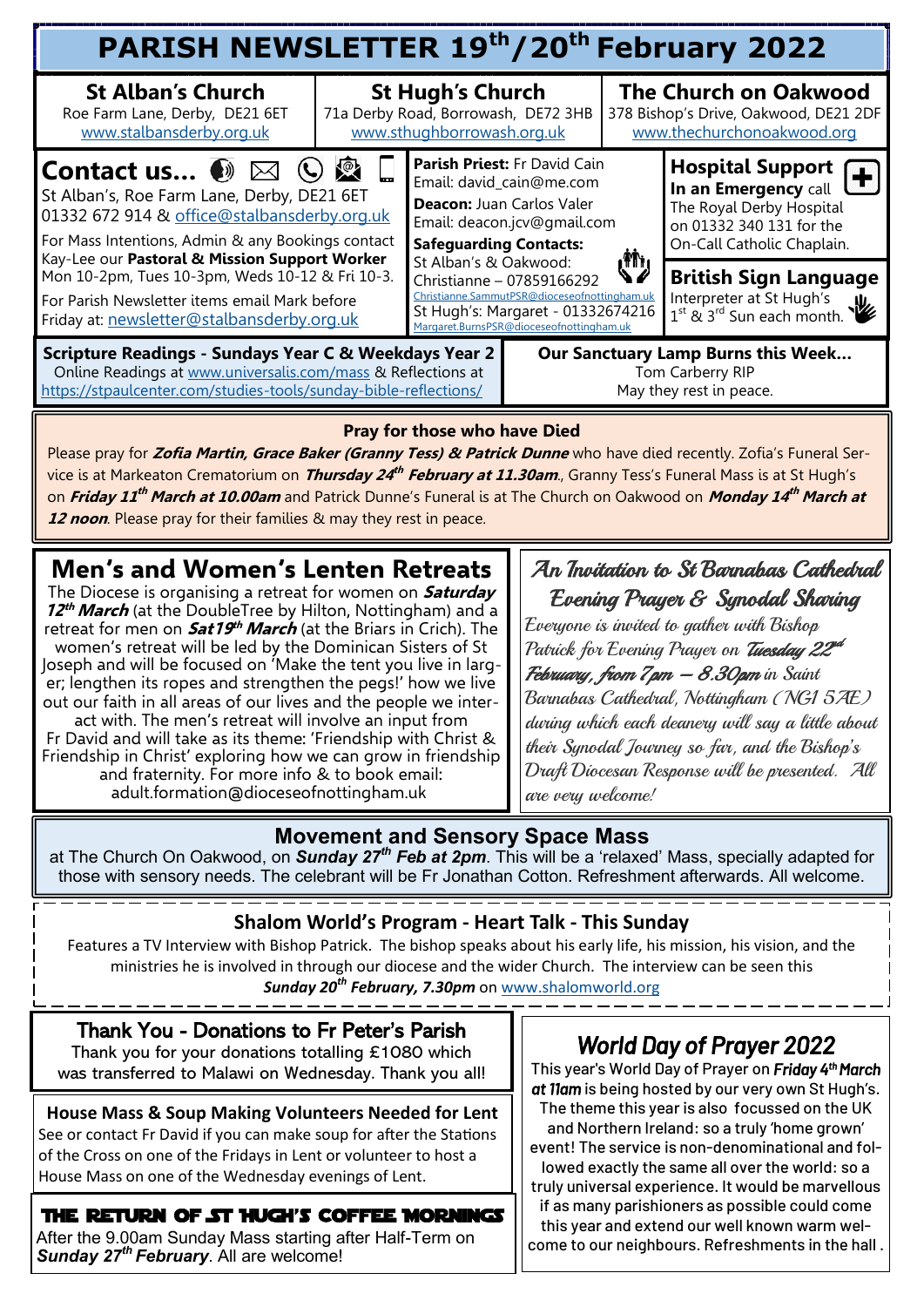# PARISH NEWSLETTER 19th/20th February 2022

**St Alban's Church**
Roe Farm Lane, Derby, DE21 6ET
www.stalbansderby.org.uk

**St Hugh's Church**
71a Derby Road, Borrowash, DE72 3HB
www.sthughborrowash.org.uk

**The Church on Oakwood**
378 Bishop's Drive, Oakwood, DE21 2DF
www.thechurchonoakwood.org

## Contact us...

St Alban's, Roe Farm Lane, Derby, DE21 6ET
01332 672 914 & office@stalbansderby.org.uk

For Mass Intentions, Admin & any Bookings contact Kay-Lee our **Pastoral & Mission Support Worker** Mon 10-2pm, Tues 10-3pm, Weds 10-12 & Fri 10-3.

For Parish Newsletter items email Mark before Friday at: newsletter@stalbansderby.org.uk

**Parish Priest:** Fr David Cain
Email: david_cain@me.com

**Deacon:** Juan Carlos Valer
Email: deacon.jcv@gmail.com

**Safeguarding Contacts:**
St Alban's & Oakwood:
Christianne – 07859166292
Christianne.SammutPSR@dioceseofnottingham.uk
St Hugh's: Margaret - 01332674216
Margaret.BurnsPSR@dioceseofnottingham.uk

**Hospital Support**
**In an Emergency** call The Royal Derby Hospital on 01332 340 131 for the On-Call Catholic Chaplain.

**British Sign Language**
Interpreter at St Hugh's 1st & 3rd Sun each month.

**Scripture Readings - Sundays Year C & Weekdays Year 2**
Online Readings at www.universalis.com/mass & Reflections at https://stpaulcenter.com/studies-tools/sunday-bible-reflections/

**Our Sanctuary Lamp Burns this Week...**
Tom Carberry RIP
May they rest in peace.

### Pray for those who have Died

Please pray for ***Zofia Martin, Grace Baker (Granny Tess) & Patrick Dunne*** who have died recently. Zofia's Funeral Service is at Markeaton Crematorium on ***Thursday 24th February at 11.30am***., Granny Tess's Funeral Mass is at St Hugh's on ***Friday 11th March at 10.00am*** and Patrick Dunne's Funeral is at The Church on Oakwood on ***Monday 14th March at 12 noon***. Please pray for their families & may they rest in peace.

## Men's and Women's Lenten Retreats

The Diocese is organising a retreat for women on ***Saturday 12th March*** (at the DoubleTree by Hilton, Nottingham) and a retreat for men on ***Sat19th March*** (at the Briars in Crich). The women's retreat will be led by the Dominican Sisters of St Joseph and will be focused on 'Make the tent you live in larger; lengthen its ropes and strengthen the pegs!' how we live out our faith in all areas of our lives and the people we interact with. The men's retreat will involve an input from Fr David and will take as its theme: 'Friendship with Christ & Friendship in Christ' exploring how we can grow in friendship and fraternity. For more info & to book email: adult.formation@dioceseofnottingham.uk

## An Invitation to St Barnabas Cathedral Evening Prayer & Synodal Sharing

*Everyone is invited to gather with Bishop Patrick for Evening Prayer on **Tuesday 22nd February, from 7pm – 8.30pm** in Saint Barnabas Cathedral, Nottingham (NG1 5AE) during which each deanery will say a little about their Synodal Journey so far, and the Bishop's Draft Diocesan Response will be presented. All are very welcome!*

## Movement and Sensory Space Mass

at The Church On Oakwood, on ***Sunday 27th Feb at 2pm***. This will be a 'relaxed' Mass, specially adapted for those with sensory needs. The celebrant will be Fr Jonathan Cotton. Refreshment afterwards. All welcome.

## Shalom World's Program - Heart Talk - This Sunday

Features a TV Interview with Bishop Patrick. The bishop speaks about his early life, his mission, his vision, and the ministries he is involved in through our diocese and the wider Church. The interview can be seen this ***Sunday 20th February, 7.30pm*** on www.shalomworld.org

## Thank You - Donations to Fr Peter's Parish

Thank you for your donations totalling £1080 which was transferred to Malawi on Wednesday. Thank you all!

### House Mass & Soup Making Volunteers Needed for Lent

See or contact Fr David if you can make soup for after the Stations of the Cross on one of the Fridays in Lent or volunteer to host a House Mass on one of the Wednesday evenings of Lent.

### THE RETURN OF ST HUGH'S COFFEE MORNINGS

After the 9.00am Sunday Mass starting after Half-Term on ***Sunday 27th February***. All are welcome!

## World Day of Prayer 2022

This year's World Day of Prayer on ***Friday 4th March at 11am*** is being hosted by our very own St Hugh's. The theme this year is also focussed on the UK and Northern Ireland: so a truly 'home grown' event! The service is non-denominational and followed exactly the same all over the world: so a truly universal experience. It would be marvellous if as many parishioners as possible could come this year and extend our well known warm welcome to our neighbours. Refreshments in the hall .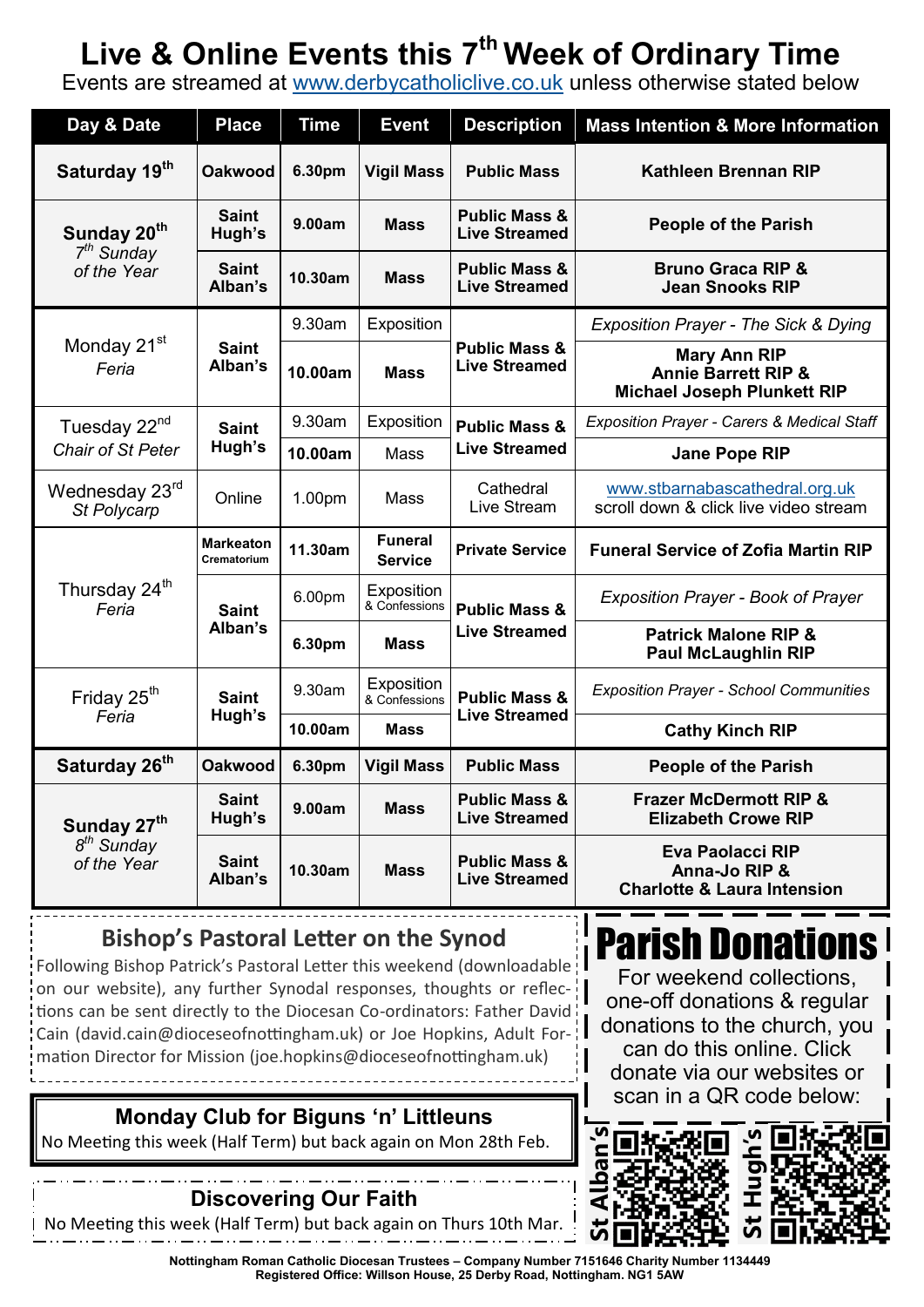# Live & Online Events this 7th Week of Ordinary Time

Events are streamed at www.derbycatholiclive.co.uk unless otherwise stated below

| Day & Date | Place | Time | Event | Description | Mass Intention & More Information |
|---|---|---|---|---|---|
| **Saturday 19th** | **Oakwood** | **6.30pm** | **Vigil Mass** | **Public Mass** | **Kathleen Brennan RIP** |
| **Sunday 20th** *7th Sunday of the Year* | **Saint Hugh's** | **9.00am** | **Mass** | **Public Mass & Live Streamed** | **People of the Parish** |
| | **Saint Alban's** | **10.30am** | **Mass** | **Public Mass & Live Streamed** | **Bruno Graca RIP & Jean Snooks RIP** |
| Monday 21st *Feria* | **Saint Alban's** | 9.30am | Exposition | **Public Mass & Live Streamed** | *Exposition Prayer - The Sick & Dying* |
| | | **10.00am** | **Mass** | | **Mary Ann RIP Annie Barrett RIP & Michael Joseph Plunkett RIP** |
| Tuesday 22nd *Chair of St Peter* | **Saint Hugh's** | 9.30am | Exposition | **Public Mass & Live Streamed** | *Exposition Prayer - Carers & Medical Staff* |
| | | **10.00am** | Mass | | **Jane Pope RIP** |
| Wednesday 23rd *St Polycarp* | Online | 1.00pm | Mass | Cathedral Live Stream | www.stbarnabascathedral.org.uk scroll down & click live video stream |
| Thursday 24th *Feria* | **Markeaton Crematorium** | **11.30am** | **Funeral Service** | **Private Service** | **Funeral Service of Zofia Martin RIP** |
| | **Saint Alban's** | 6.00pm | Exposition & Confessions | **Public Mass & Live Streamed** | *Exposition Prayer - Book of Prayer* |
| | | **6.30pm** | **Mass** | | **Patrick Malone RIP & Paul McLaughlin RIP** |
| Friday 25th *Feria* | **Saint Hugh's** | 9.30am | Exposition & Confessions | **Public Mass & Live Streamed** | *Exposition Prayer - School Communities* |
| | | **10.00am** | **Mass** | | **Cathy Kinch RIP** |
| **Saturday 26th** | **Oakwood** | **6.30pm** | **Vigil Mass** | **Public Mass** | **People of the Parish** |
| **Sunday 27th** *8th Sunday of the Year* | **Saint Hugh's** | **9.00am** | **Mass** | **Public Mass & Live Streamed** | **Frazer McDermott RIP & Elizabeth Crowe RIP** |
| | **Saint Alban's** | **10.30am** | **Mass** | **Public Mass & Live Streamed** | **Eva Paolacci RIP Anna-Jo RIP & Charlotte & Laura Intension** |

## Bishop's Pastoral Letter on the Synod

Following Bishop Patrick's Pastoral Letter this weekend (downloadable on our website), any further Synodal responses, thoughts or reflections can be sent directly to the Diocesan Co-ordinators: Father David Cain (david.cain@dioceseofnottingham.uk) or Joe Hopkins, Adult Formation Director for Mission (joe.hopkins@dioceseofnottingham.uk)

## Monday Club for Biguns 'n' Littleuns

No Meeting this week (Half Term) but back again on Mon 28th Feb.

## Discovering Our Faith

No Meeting this week (Half Term) but back again on Thurs 10th Mar.

## Parish Donations

For weekend collections, one-off donations & regular donations to the church, you can do this online. Click donate via our websites or scan in a QR code below:

St Alban's

St Hugh's

Nottingham Roman Catholic Diocesan Trustees – Company Number 7151646 Charity Number 1134449
Registered Office: Willson House, 25 Derby Road, Nottingham. NG1 5AW